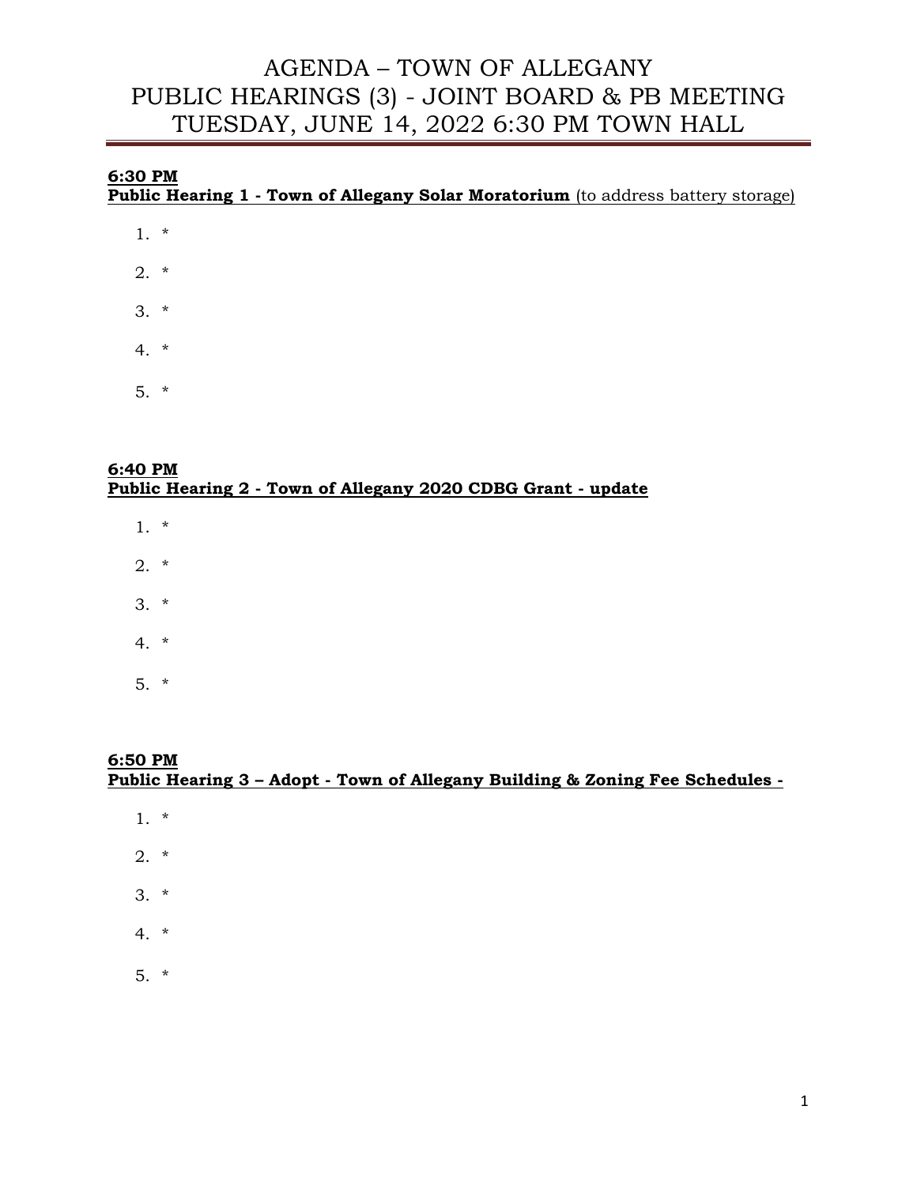# AGENDA – TOWN OF ALLEGANY
# PUBLIC HEARINGS (3) - JOINT BOARD & PB MEETING
# TUESDAY, JUNE 14, 2022 6:30 PM TOWN HALL

**6:30 PM**
**Public Hearing 1 - Town of Allegany Solar Moratorium** (to address battery storage)

1. *
2. *
3. *
4. *
5. *

**6:40 PM**
**Public Hearing 2 - Town of Allegany 2020 CDBG Grant - update**

1. *
2. *
3. *
4. *
5. *

**6:50 PM**
**Public Hearing 3 – Adopt - Town of Allegany Building & Zoning Fee Schedules -**

1. *
2. *
3. *
4. *
5. *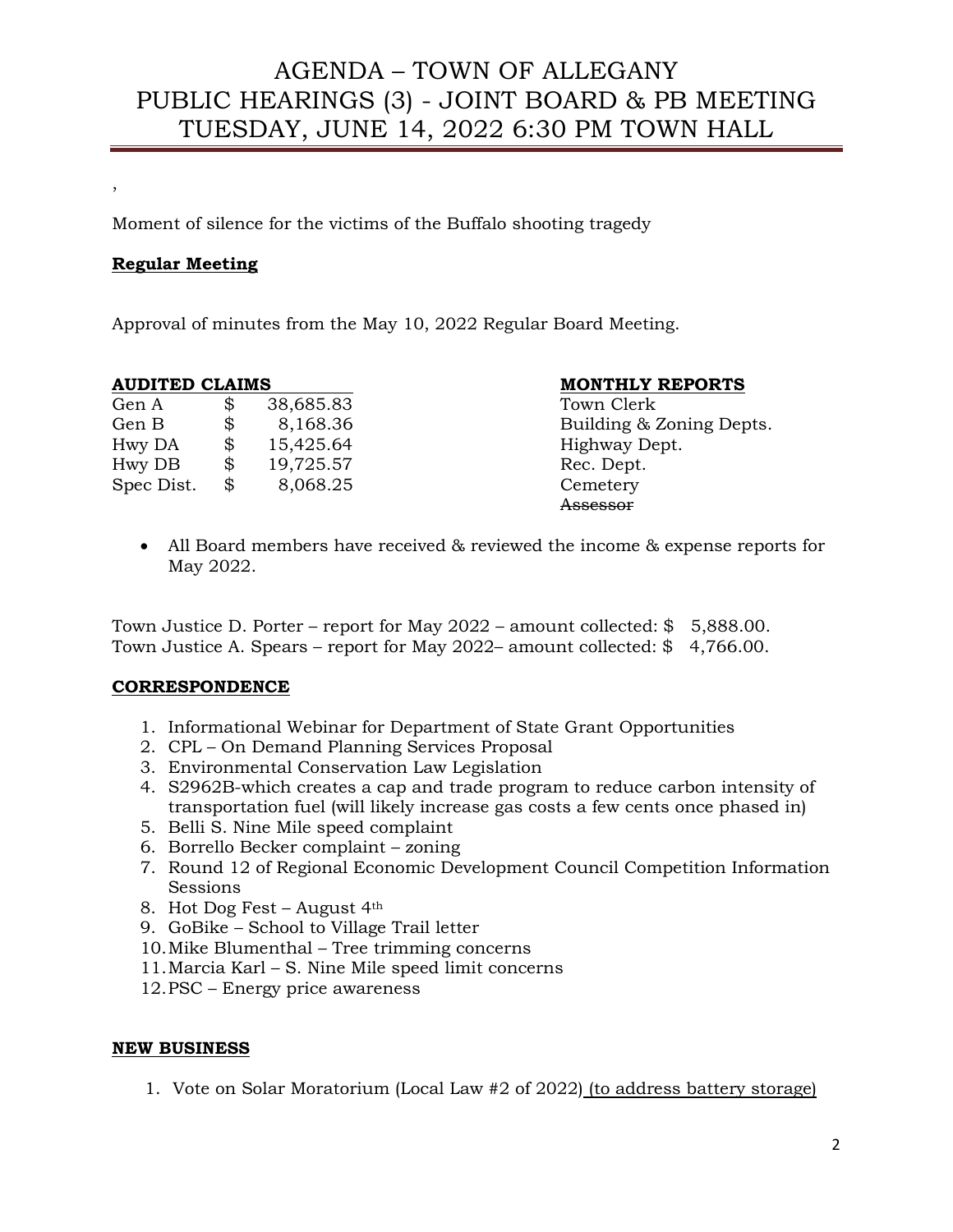# AGENDA – TOWN OF ALLEGANY
# PUBLIC HEARINGS (3) - JOINT BOARD & PB MEETING
# TUESDAY, JUNE 14, 2022 6:30 PM TOWN HALL

,

Moment of silence for the victims of the Buffalo shooting tragedy

**Regular Meeting**

Approval of minutes from the May 10, 2022 Regular Board Meeting.

| **AUDITED CLAIMS** | | | **MONTHLY REPORTS** |
|---|---|---|---|
| Gen A | $ | 38,685.83 | Town Clerk |
| Gen B | $ | 8,168.36 | Building & Zoning Depts. |
| Hwy DA | $ | 15,425.64 | Highway Dept. |
| Hwy DB | $ | 19,725.57 | Rec. Dept. |
| Spec Dist. | $ | 8,068.25 | Cemetery |
| | | | ~~Assessor~~ |

- All Board members have received & reviewed the income & expense reports for May 2022.

Town Justice D. Porter – report for May 2022 – amount collected: $ 5,888.00.
Town Justice A. Spears – report for May 2022– amount collected: $ 4,766.00.

**CORRESPONDENCE**

1. Informational Webinar for Department of State Grant Opportunities
2. CPL – On Demand Planning Services Proposal
3. Environmental Conservation Law Legislation
4. S2962B-which creates a cap and trade program to reduce carbon intensity of transportation fuel (will likely increase gas costs a few cents once phased in)
5. Belli S. Nine Mile speed complaint
6. Borrello Becker complaint – zoning
7. Round 12 of Regional Economic Development Council Competition Information Sessions
8. Hot Dog Fest – August 4th
9. GoBike – School to Village Trail letter
10. Mike Blumenthal – Tree trimming concerns
11. Marcia Karl – S. Nine Mile speed limit concerns
12. PSC – Energy price awareness

**NEW BUSINESS**

1. Vote on Solar Moratorium (Local Law #2 of 2022) (to address battery storage)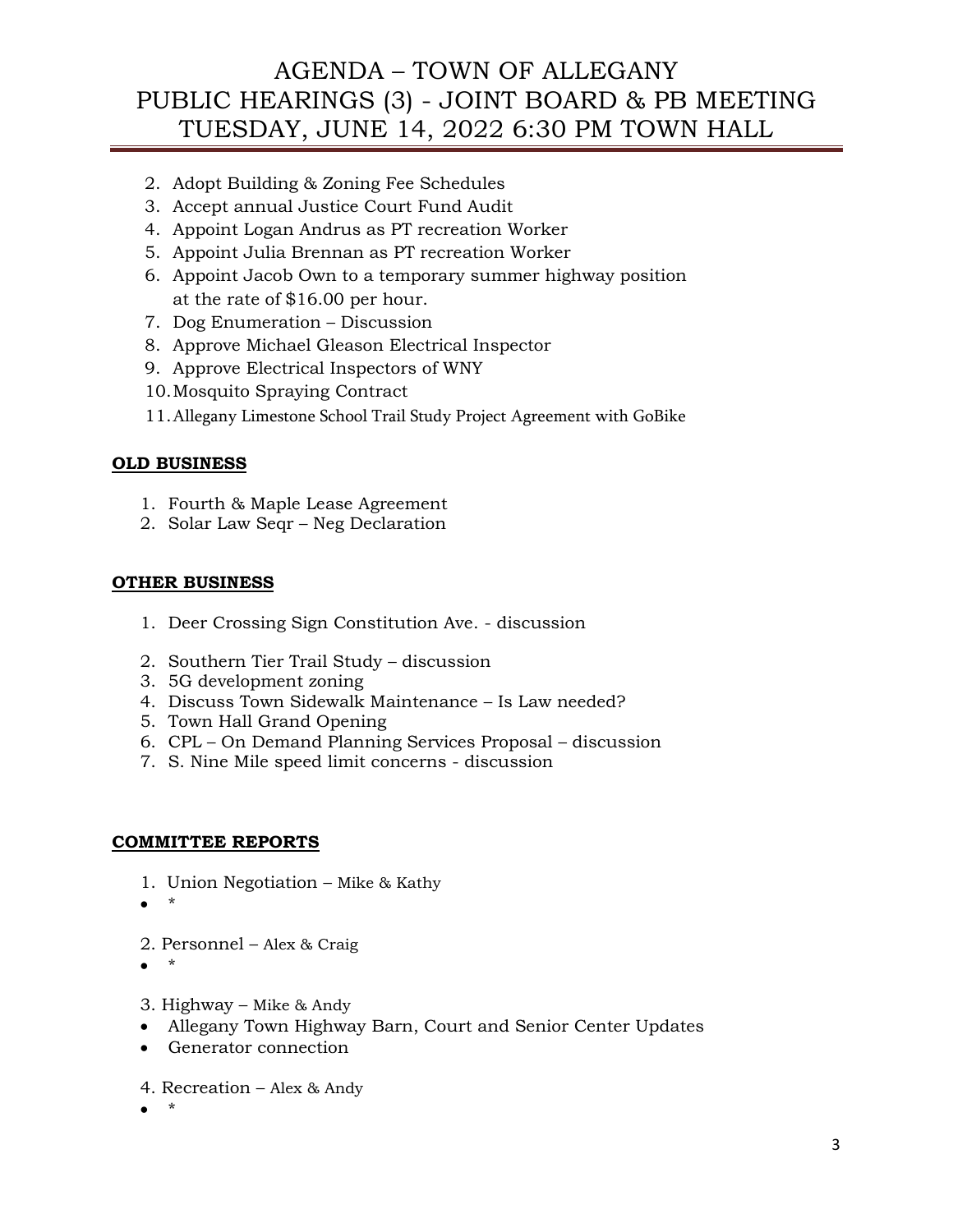# AGENDA – TOWN OF ALLEGANY
# PUBLIC HEARINGS (3) - JOINT BOARD & PB MEETING
# TUESDAY, JUNE 14, 2022 6:30 PM TOWN HALL

2. Adopt Building & Zoning Fee Schedules
3. Accept annual Justice Court Fund Audit
4. Appoint Logan Andrus as PT recreation Worker
5. Appoint Julia Brennan as PT recreation Worker
6. Appoint Jacob Own to a temporary summer highway position at the rate of $16.00 per hour.
7. Dog Enumeration – Discussion
8. Approve Michael Gleason Electrical Inspector
9. Approve Electrical Inspectors of WNY
10. Mosquito Spraying Contract
11. Allegany Limestone School Trail Study Project Agreement with GoBike

**OLD BUSINESS**

1. Fourth & Maple Lease Agreement
2. Solar Law Seqr – Neg Declaration

**OTHER BUSINESS**

1. Deer Crossing Sign Constitution Ave. - discussion
2. Southern Tier Trail Study – discussion
3. 5G development zoning
4. Discuss Town Sidewalk Maintenance – Is Law needed?
5. Town Hall Grand Opening
6. CPL – On Demand Planning Services Proposal – discussion
7. S. Nine Mile speed limit concerns - discussion

**COMMITTEE REPORTS**

1. Union Negotiation – Mike & Kathy
- *

2. Personnel – Alex & Craig
- *

3. Highway – Mike & Andy
- Allegany Town Highway Barn, Court and Senior Center Updates
- Generator connection

4. Recreation – Alex & Andy
- *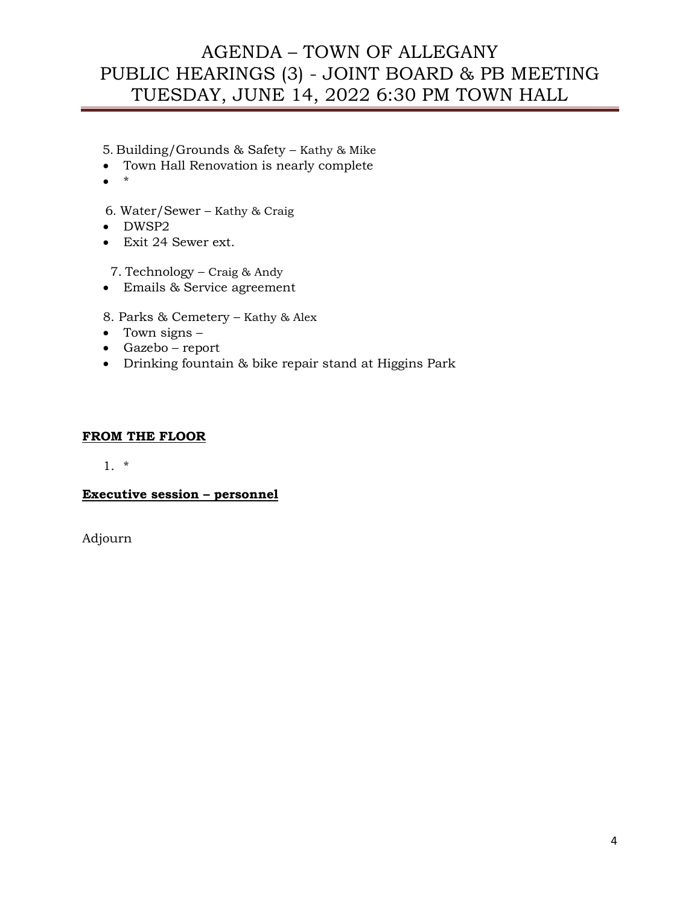5. Building/Grounds & Safety – Kathy & Mike

- Town Hall Renovation is nearly complete
- *

6. Water/Sewer – Kathy & Craig

- DWSP2
- Exit 24 Sewer ext.

7. Technology – Craig & Andy

- Emails & Service agreement

8. Parks & Cemetery – Kathy & Alex

- Town signs –
- Gazebo – report
- Drinking fountain & bike repair stand at Higgins Park

**FROM THE FLOOR**

1. *

**Executive session – personnel**

Adjourn